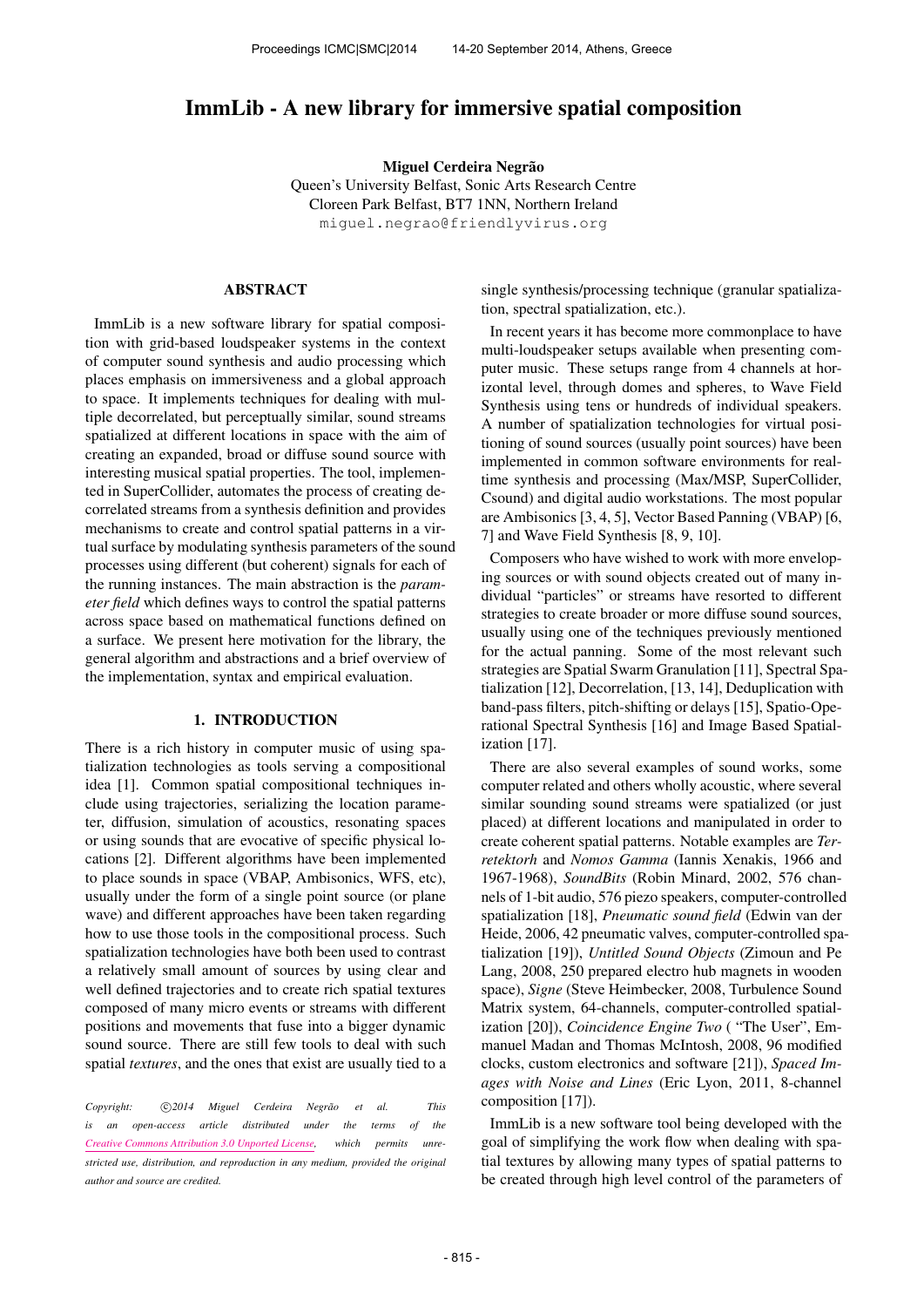# ImmLib - A new library for immersive spatial composition

**Miguel Cerdeira Negrão**
Queen's University Belfast, Sonic Arts Research Centre
Cloreen Park Belfast, BT7 1NN, Northern Ireland
miguel.negrao@friendlyvirus.org

## ABSTRACT

ImmLib is a new software library for spatial composition with grid-based loudspeaker systems in the context of computer sound synthesis and audio processing which places emphasis on immersiveness and a global approach to space. It implements techniques for dealing with multiple decorrelated, but perceptually similar, sound streams spatialized at different locations in space with the aim of creating an expanded, broad or diffuse sound source with interesting musical spatial properties. The tool, implemented in SuperCollider, automates the process of creating decorrelated streams from a synthesis definition and provides mechanisms to create and control spatial patterns in a virtual surface by modulating synthesis parameters of the sound processes using different (but coherent) signals for each of the running instances. The main abstraction is the *parameter field* which defines ways to control the spatial patterns across space based on mathematical functions defined on a surface. We present here motivation for the library, the general algorithm and abstractions and a brief overview of the implementation, syntax and empirical evaluation.

## 1. INTRODUCTION

There is a rich history in computer music of using spatialization technologies as tools serving a compositional idea [1]. Common spatial compositional techniques include using trajectories, serializing the location parameter, diffusion, simulation of acoustics, resonating spaces or using sounds that are evocative of specific physical locations [2]. Different algorithms have been implemented to place sounds in space (VBAP, Ambisonics, WFS, etc), usually under the form of a single point source (or plane wave) and different approaches have been taken regarding how to use those tools in the compositional process. Such spatialization technologies have both been used to contrast a relatively small amount of sources by using clear and well defined trajectories and to create rich spatial textures composed of many micro events or streams with different positions and movements that fuse into a bigger dynamic sound source. There are still few tools to deal with such spatial *textures*, and the ones that exist are usually tied to a single synthesis/processing technique (granular spatialization, spectral spatialization, etc.).

In recent years it has become more commonplace to have multi-loudspeaker setups available when presenting computer music. These setups range from 4 channels at horizontal level, through domes and spheres, to Wave Field Synthesis using tens or hundreds of individual speakers. A number of spatialization technologies for virtual positioning of sound sources (usually point sources) have been implemented in common software environments for real-time synthesis and processing (Max/MSP, SuperCollider, Csound) and digital audio workstations. The most popular are Ambisonics [3, 4, 5], Vector Based Panning (VBAP) [6, 7] and Wave Field Synthesis [8, 9, 10].

Composers who have wished to work with more enveloping sources or with sound objects created out of many individual "particles" or streams have resorted to different strategies to create broader or more diffuse sound sources, usually using one of the techniques previously mentioned for the actual panning. Some of the most relevant such strategies are Spatial Swarm Granulation [11], Spectral Spatialization [12], Decorrelation, [13, 14], Deduplication with band-pass filters, pitch-shifting or delays [15], Spatio-Operational Spectral Synthesis [16] and Image Based Spatialization [17].

There are also several examples of sound works, some computer related and others wholly acoustic, where several similar sounding sound streams were spatialized (or just placed) at different locations and manipulated in order to create coherent spatial patterns. Notable examples are *Terretektorh* and *Nomos Gamma* (Iannis Xenakis, 1966 and 1967-1968), *SoundBits* (Robin Minard, 2002, 576 channels of 1-bit audio, 576 piezo speakers, computer-controlled spatialization [18], *Pneumatic sound field* (Edwin van der Heide, 2006, 42 pneumatic valves, computer-controlled spatialization [19]), *Untitled Sound Objects* (Zimoun and Pe Lang, 2008, 250 prepared electro hub magnets in wooden space), *Signe* (Steve Heimbecker, 2008, Turbulence Sound Matrix system, 64-channels, computer-controlled spatialization [20]), *Coincidence Engine Two* ( "The User", Emmanuel Madan and Thomas McIntosh, 2008, 96 modified clocks, custom electronics and software [21]), *Spaced Images with Noise and Lines* (Eric Lyon, 2011, 8-channel composition [17]).

ImmLib is a new software tool being developed with the goal of simplifying the work flow when dealing with spatial textures by allowing many types of spatial patterns to be created through high level control of the parameters of

*Copyright: ©2014 Miguel Cerdeira Negrão et al. This is an open-access article distributed under the terms of the Creative Commons Attribution 3.0 Unported License, which permits unrestricted use, distribution, and reproduction in any medium, provided the original author and source are credited.*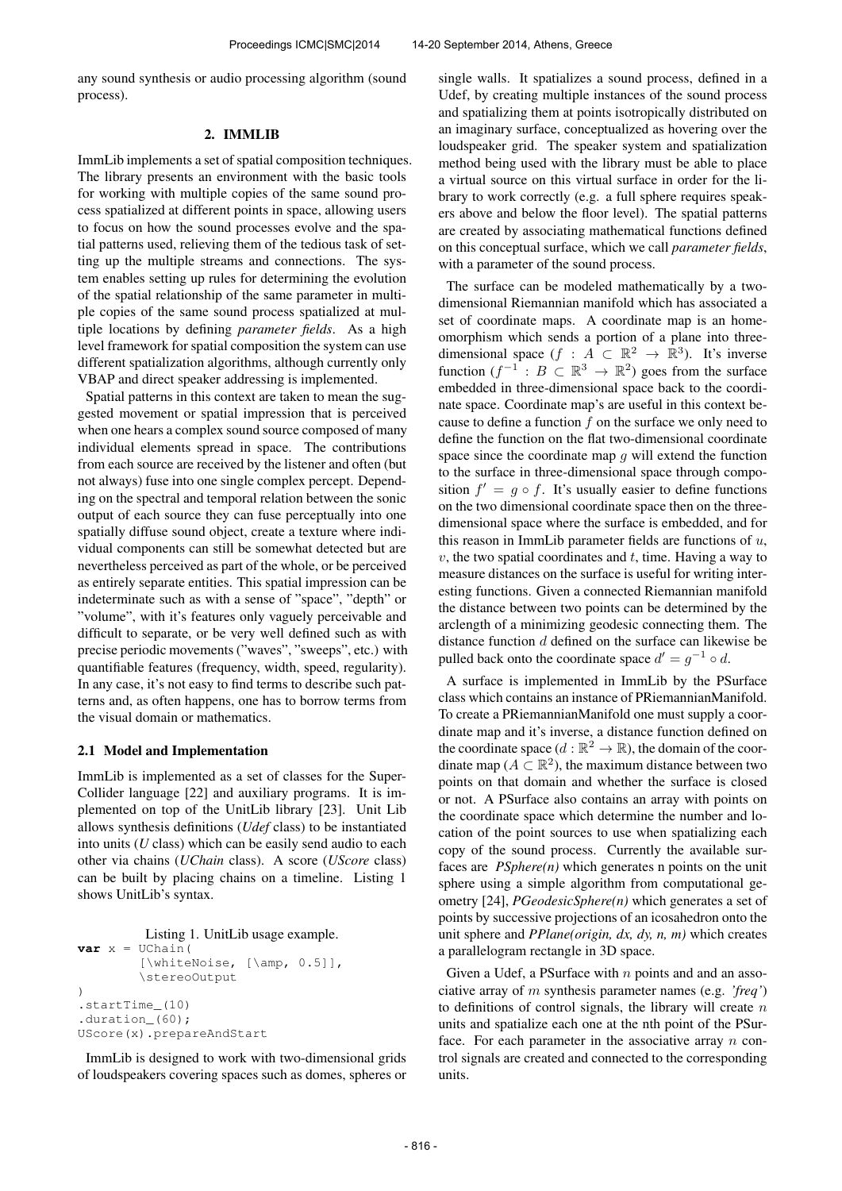any sound synthesis or audio processing algorithm (sound process).

## 2. IMMLIB

ImmLib implements a set of spatial composition techniques. The library presents an environment with the basic tools for working with multiple copies of the same sound process spatialized at different points in space, allowing users to focus on how the sound processes evolve and the spatial patterns used, relieving them of the tedious task of setting up the multiple streams and connections. The system enables setting up rules for determining the evolution of the spatial relationship of the same parameter in multiple copies of the same sound process spatialized at multiple locations by defining *parameter fields*. As a high level framework for spatial composition the system can use different spatialization algorithms, although currently only VBAP and direct speaker addressing is implemented.

Spatial patterns in this context are taken to mean the suggested movement or spatial impression that is perceived when one hears a complex sound source composed of many individual elements spread in space. The contributions from each source are received by the listener and often (but not always) fuse into one single complex percept. Depending on the spectral and temporal relation between the sonic output of each source they can fuse perceptually into one spatially diffuse sound object, create a texture where individual components can still be somewhat detected but are nevertheless perceived as part of the whole, or be perceived as entirely separate entities. This spatial impression can be indeterminate such as with a sense of "space", "depth" or "volume", with it's features only vaguely perceivable and difficult to separate, or be very well defined such as with precise periodic movements ("waves", "sweeps", etc.) with quantifiable features (frequency, width, speed, regularity). In any case, it's not easy to find terms to describe such patterns and, as often happens, one has to borrow terms from the visual domain or mathematics.

### 2.1 Model and Implementation

ImmLib is implemented as a set of classes for the SuperCollider language [22] and auxiliary programs. It is implemented on top of the UnitLib library [23]. Unit Lib allows synthesis definitions (*Udef* class) to be instantiated into units (*U* class) which can be easily send audio to each other via chains (*UChain* class). A score (*UScore* class) can be built by placing chains on a timeline. Listing 1 shows UnitLib's syntax.

Listing 1. UnitLib usage example.

```
var x = UChain(
        [\whiteNoise, [\amp, 0.5]],
        \stereoOutput
)
.startTime_(10)
.duration_(60);
UScore(x).prepareAndStart
```

ImmLib is designed to work with two-dimensional grids of loudspeakers covering spaces such as domes, spheres or single walls. It spatializes a sound process, defined in a Udef, by creating multiple instances of the sound process and spatializing them at points isotropically distributed on an imaginary surface, conceptualized as hovering over the loudspeaker grid. The speaker system and spatialization method being used with the library must be able to place a virtual source on this virtual surface in order for the library to work correctly (e.g. a full sphere requires speakers above and below the floor level). The spatial patterns are created by associating mathematical functions defined on this conceptual surface, which we call *parameter fields*, with a parameter of the sound process.

The surface can be modeled mathematically by a two-dimensional Riemannian manifold which has associated a set of coordinate maps. A coordinate map is an homeomorphism which sends a portion of a plane into three-dimensional space ($f : A \subset \mathbb{R}^2 \rightarrow \mathbb{R}^3$). It's inverse function ($f^{-1} : B \subset \mathbb{R}^3 \rightarrow \mathbb{R}^2$) goes from the surface embedded in three-dimensional space back to the coordinate space. Coordinate map's are useful in this context because to define a function $f$ on the surface we only need to define the function on the flat two-dimensional coordinate space since the coordinate map $g$ will extend the function to the surface in three-dimensional space through composition $f' = g \circ f$. It's usually easier to define functions on the two dimensional coordinate space then on the three-dimensional space where the surface is embedded, and for this reason in ImmLib parameter fields are functions of $u$, $v$, the two spatial coordinates and $t$, time. Having a way to measure distances on the surface is useful for writing interesting functions. Given a connected Riemannian manifold the distance between two points can be determined by the arclength of a minimizing geodesic connecting them. The distance function $d$ defined on the surface can likewise be pulled back onto the coordinate space $d' = g^{-1} \circ d$.

A surface is implemented in ImmLib by the PSurface class which contains an instance of PRiemannianManifold. To create a PRiemannianManifold one must supply a coordinate map and it's inverse, a distance function defined on the coordinate space ($d : \mathbb{R}^2 \rightarrow \mathbb{R}$), the domain of the coordinate map ($A \subset \mathbb{R}^2$), the maximum distance between two points on that domain and whether the surface is closed or not. A PSurface also contains an array with points on the coordinate space which determine the number and location of the point sources to use when spatializing each copy of the sound process. Currently the available surfaces are *PSphere(n)* which generates n points on the unit sphere using a simple algorithm from computational geometry [24], *PGeodesicSphere(n)* which generates a set of points by successive projections of an icosahedron onto the unit sphere and *PPlane(origin, dx, dy, n, m)* which creates a parallelogram rectangle in 3D space.

Given a Udef, a PSurface with $n$ points and and an associative array of $m$ synthesis parameter names (e.g. *'freq'*) to definitions of control signals, the library will create $n$ units and spatialize each one at the nth point of the PSurface. For each parameter in the associative array $n$ control signals are created and connected to the corresponding units.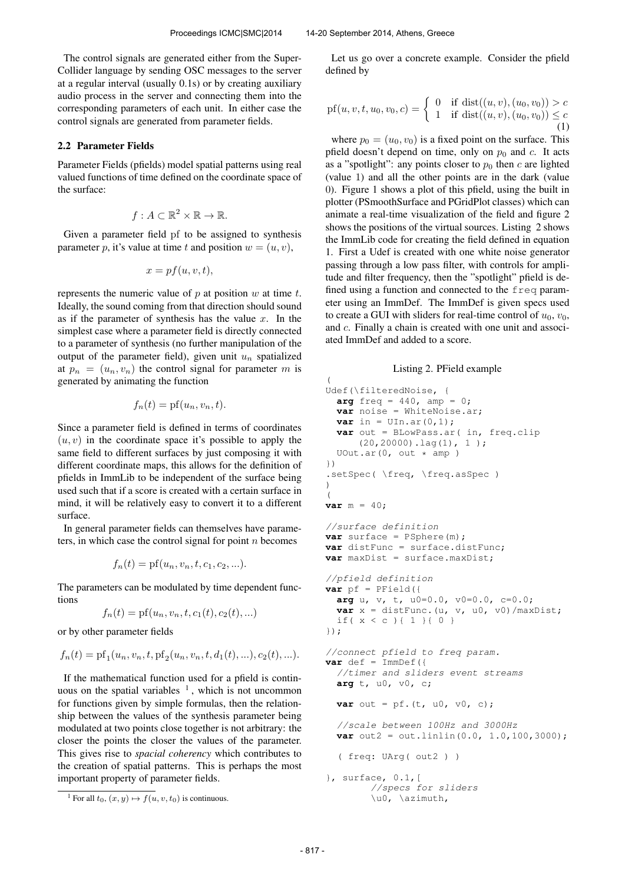The control signals are generated either from the SuperCollider language by sending OSC messages to the server at a regular interval (usually 0.1s) or by creating auxiliary audio process in the server and connecting them into the corresponding parameters of each unit. In either case the control signals are generated from parameter fields.

### 2.2 Parameter Fields

Parameter Fields (pfields) model spatial patterns using real valued functions of time defined on the coordinate space of the surface:

$$f : A \subset \mathbb{R}^2 \times \mathbb{R} \to \mathbb{R}.$$

Given a parameter field pf to be assigned to synthesis parameter $p$, it's value at time $t$ and position $w = (u, v)$,

$$x = pf(u, v, t),$$

represents the numeric value of $p$ at position $w$ at time $t$. Ideally, the sound coming from that direction should sound as if the parameter of synthesis has the value $x$. In the simplest case where a parameter field is directly connected to a parameter of synthesis (no further manipulation of the output of the parameter field), given unit $u_n$ spatialized at $p_n = (u_n, v_n)$ the control signal for parameter $m$ is generated by animating the function

$$f_n(t) = \text{pf}(u_n, v_n, t).$$

Since a parameter field is defined in terms of coordinates $(u, v)$ in the coordinate space it's possible to apply the same field to different surfaces by just composing it with different coordinate maps, this allows for the definition of pfields in ImmLib to be independent of the surface being used such that if a score is created with a certain surface in mind, it will be relatively easy to convert it to a different surface.

In general parameter fields can themselves have parameters, in which case the control signal for point $n$ becomes

$$f_n(t) = \text{pf}(u_n, v_n, t, c_1, c_2, ...).$$

The parameters can be modulated by time dependent functions

$$f_n(t) = \text{pf}(u_n, v_n, t, c_1(t), c_2(t), ...)$$

or by other parameter fields

$$f_n(t) = \text{pf}_1(u_n, v_n, t, \text{pf}_2(u_n, v_n, t, d_1(t), ...), c_2(t), ...).$$

If the mathematical function used for a pfield is continuous on the spatial variables [1], which is not uncommon for functions given by simple formulas, then the relationship between the values of the synthesis parameter being modulated at two points close together is not arbitrary: the closer the points the closer the values of the parameter. This gives rise to *spacial coherency* which contributes to the creation of spatial patterns. This is perhaps the most important property of parameter fields.

[1] For all $t_0$, $(x, y) \mapsto f(u, v, t_0)$ is continuous.

Let us go over a concrete example. Consider the pfield defined by

$$\text{pf}(u, v, t, u_0, v_0, c) = \begin{cases} 0 & \text{if } \text{dist}((u, v), (u_0, v_0)) > c \\ 1 & \text{if } \text{dist}((u, v), (u_0, v_0)) \leq c \end{cases} \quad (1)$$

where $p_0 = (u_0, v_0)$ is a fixed point on the surface. This pfield doesn't depend on time, only on $p_0$ and $c$. It acts as a "spotlight": any points closer to $p_0$ then $c$ are lighted (value 1) and all the other points are in the dark (value 0). Figure 1 shows a plot of this pfield, using the built in plotter (PSmoothSurface and PGridPlot classes) which can animate a real-time visualization of the field and figure 2 shows the positions of the virtual sources. Listing 2 shows the ImmLib code for creating the field defined in equation 1. First a Udef is created with one white noise generator passing through a low pass filter, with controls for amplitude and filter frequency, then the "spotlight" pfield is defined using a function and connected to the `freq` parameter using an ImmDef. The ImmDef is given specs used to create a GUI with sliders for real-time control of $u_0$, $v_0$, and $c$. Finally a chain is created with one unit and associated ImmDef and added to a score.

Listing 2. PField example

```
(
Udef(\filteredNoise, {
  arg freq = 440, amp = 0;
  var noise = WhiteNoise.ar;
  var in = UIn.ar(0,1);
  var out = BLowPass.ar( in, freq.clip
      (20,20000).lag(1), 1 );
  UOut.ar(0, out * amp )
})
.setSpec( \freq, \freq.asSpec )
)
(
var m = 40;

//surface definition
var surface = PSphere(m);
var distFunc = surface.distFunc;
var maxDist = surface.maxDist;

//pfield definition
var pf = PField({
  arg u, v, t, u0=0.0, v0=0.0, c=0.0;
  var x = distFunc.(u, v, u0, v0)/maxDist;
  if( x < c ){ 1 }{ 0 }
});

//connect pfield to freq param.
var def = ImmDef({
  //timer and sliders event streams
  arg t, u0, v0, c;

  var out = pf.(t, u0, v0, c);

  //scale between 100Hz and 3000Hz
  var out2 = out.linlin(0.0, 1.0,100,3000);

  ( freq: UArg( out2 ) )

}, surface, 0.1,[
        //specs for sliders
        \u0, \azimuth,
```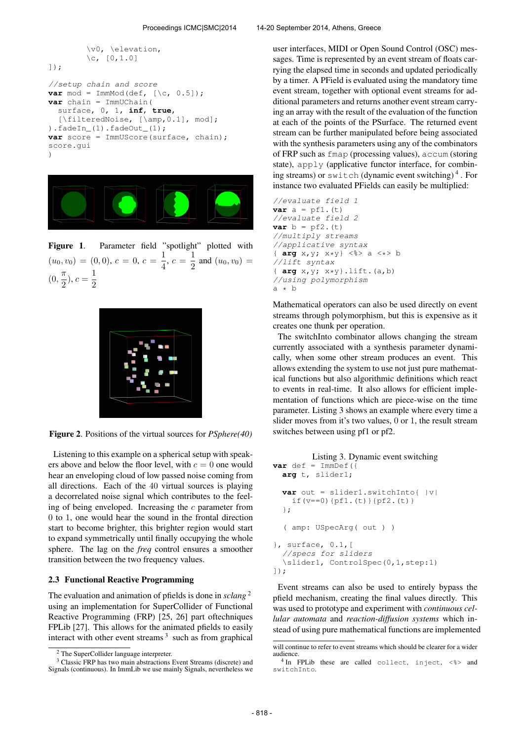```
        \v0, \elevation,
        \c, [0,1.0]
]);

//setup chain and score
var mod = ImmMod(def, [\c, 0.5]);
var chain = ImmUChain(
  surface, 0, 1, inf, true,
  [\filteredNoise, [\amp,0.1], mod];
).fadeIn_(1).fadeOut_(1);
var score = ImmUScore(surface, chain);
score.gui
)
```

**Figure 1**. Parameter field "spotlight" plotted with $(u_0, v_0) = (0, 0)$, $c = 0$, $c = \frac{1}{4}$, $c = \frac{1}{2}$ and $(u_0, v_0) = (0, \frac{\pi}{2})$, $c = \frac{1}{2}$

**Figure 2**. Positions of the virtual sources for *PSphere(40)*

Listening to this example on a spherical setup with speakers above and below the floor level, with $c = 0$ one would hear an enveloping cloud of low passed noise coming from all directions. Each of the 40 virtual sources is playing a decorrelated noise signal which contributes to the feeling of being enveloped. Increasing the $c$ parameter from 0 to 1, one would hear the sound in the frontal direction start to become brighter, this brighter region would start to expand symmetrically until finally occupying the whole sphere. The lag on the *freq* control ensures a smoother transition between the two frequency values.

### 2.3 Functional Reactive Programming

The evaluation and animation of pfields is done in *sclang* [2] using an implementation for SuperCollider of Functional Reactive Programming (FRP) [25, 26] part oftechniques FPLib [27]. This allows for the animated pfields to easily interact with other event streams [3] such as from graphical user interfaces, MIDI or Open Sound Control (OSC) messages. Time is represented by an event stream of floats carrying the elapsed time in seconds and updated periodically by a timer. A PField is evaluated using the mandatory time event stream, together with optional event streams for additional parameters and returns another event stream carrying an array with the result of the evaluation of the function at each of the points of the PSurface. The returned event stream can be further manipulated before being associated with the synthesis parameters using any of the combinators of FRP such as `fmap` (processing values), `accum` (storing state), `apply` (applicative functor interface, for combining streams) or `switch` (dynamic event switching) [4]. For instance two evaluated PFields can easily be multiplied:

```
//evaluate field 1
var a = pf1.(t)
//evaluate field 2
var b = pf2.(t)
//multiply streams
//applicative syntax
{ arg x,y; x*y} <%> a <*> b
//lift syntax
{ arg x,y; x*y}.lift.(a,b)
//using polymorphism
a * b
```

Mathematical operators can also be used directly on event streams through polymorphism, but this is expensive as it creates one thunk per operation.

The switchInto combinator allows changing the stream currently associated with a synthesis parameter dynamically, when some other stream produces an event. This allows extending the system to use not just pure mathematical functions but also algorithmic definitions which react to events in real-time. It also allows for efficient implementation of functions which are piece-wise on the time parameter. Listing 3 shows an example where every time a slider moves from it's two values, 0 or 1, the result stream switches between using pf1 or pf2.

Listing 3. Dynamic event switching

```
var def = ImmDef({
  arg t, slider1;

  var out = slider1.switchInto{ |v|
    if(v==0){pf1.(t)}{pf2.(t)}
  };

  ( amp: USpecArg( out ) )

}, surface, 0.1,[
  //specs for sliders
  \slider1, ControlSpec(0,1,step:1)
]);
```

Event streams can also be used to entirely bypass the pfield mechanism, creating the final values directly. This was used to prototype and experiment with *continuous cellular automata* and *reaction-diffusion systems* which instead of using pure mathematical functions are implemented

[2] The SuperCollider language interpreter.

[3] Classic FRP has two main abstractions Event Streams (discrete) and Signals (continuous). In ImmLib we use mainly Signals, nevertheless we will continue to refer to event streams which should be clearer for a wider audience.

[4] In FPLib these are called `collect`, `inject`, `<%>` and `switchInto`.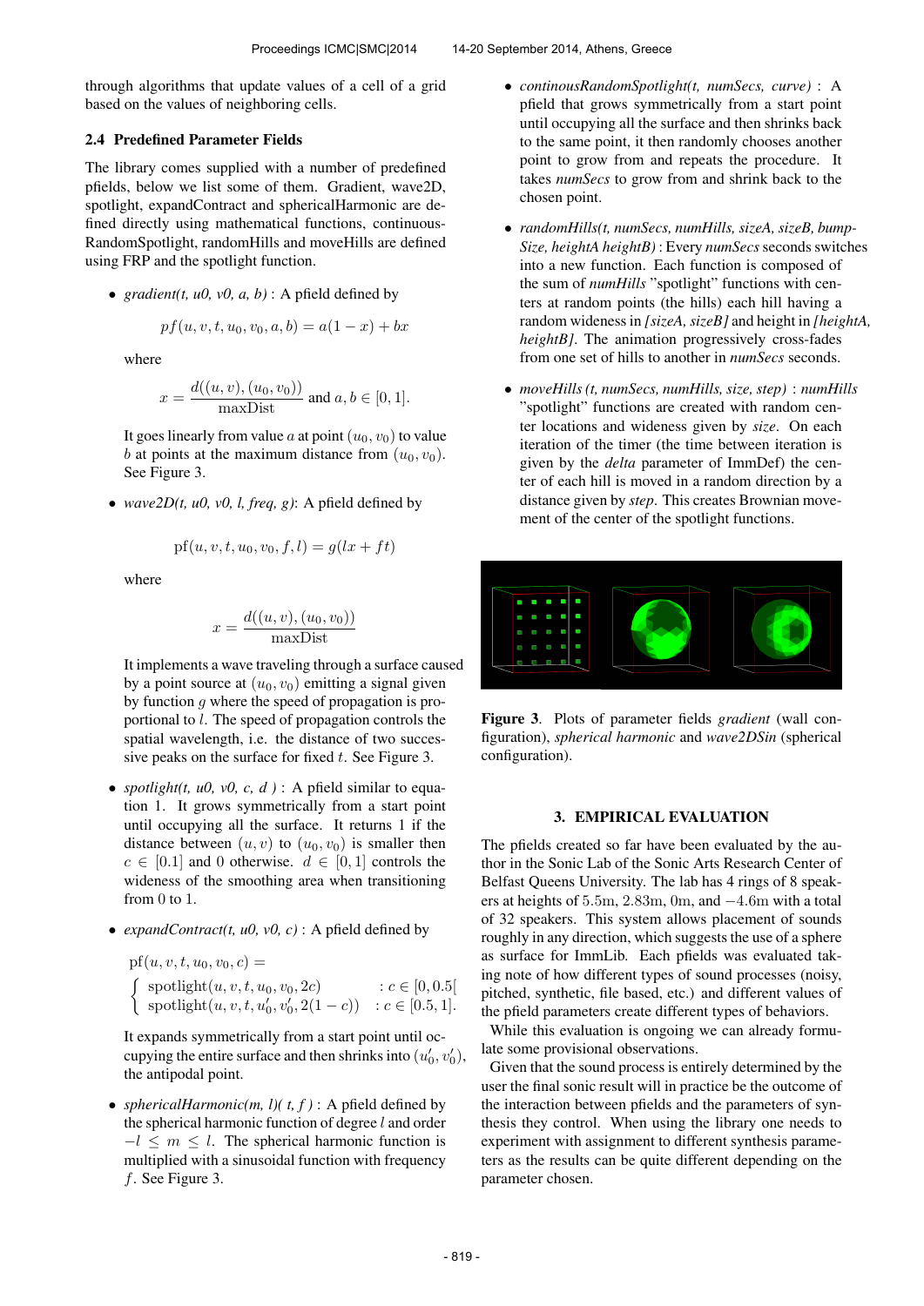through algorithms that update values of a cell of a grid based on the values of neighboring cells.

### 2.4 Predefined Parameter Fields

The library comes supplied with a number of predefined pfields, below we list some of them. Gradient, wave2D, spotlight, expandContract and sphericalHarmonic are defined directly using mathematical functions, continuousRandomSpotlight, randomHills and moveHills are defined using FRP and the spotlight function.

- *gradient(t, u0, v0, a, b)* : A pfield defined by

  $$pf(u, v, t, u_0, v_0, a, b) = a(1 - x) + bx$$

  where

  $$x = \frac{d((u, v), (u_0, v_0))}{\text{maxDist}} \text{ and } a, b \in [0, 1].$$

  It goes linearly from value $a$ at point $(u_0, v_0)$ to value $b$ at points at the maximum distance from $(u_0, v_0)$. See Figure 3.

- *wave2D(t, u0, v0, l, freq, g)*: A pfield defined by

  $$\text{pf}(u, v, t, u_0, v_0, f, l) = g(lx + ft)$$

  where

  $$x = \frac{d((u, v), (u_0, v_0))}{\text{maxDist}}$$

  It implements a wave traveling through a surface caused by a point source at $(u_0, v_0)$ emitting a signal given by function $g$ where the speed of propagation is proportional to $l$. The speed of propagation controls the spatial wavelength, i.e. the distance of two successive peaks on the surface for fixed $t$. See Figure 3.

- *spotlight(t, u0, v0, c, d )* : A pfield similar to equation 1. It grows symmetrically from a start point until occupying all the surface. It returns 1 if the distance between $(u, v)$ to $(u_0, v_0)$ is smaller then $c \in [0.1]$ and 0 otherwise. $d \in [0, 1]$ controls the wideness of the smoothing area when transitioning from 0 to 1.

- *expandContract(t, u0, v0, c)* : A pfield defined by

  $$\text{pf}(u, v, t, u_0, v_0, c) = \begin{cases} \text{spotlight}(u, v, t, u_0, v_0, 2c) & : c \in [0, 0.5[ \\ \text{spotlight}(u, v, t, u_0', v_0', 2(1 - c)) & : c \in [0.5, 1]. \end{cases}$$

  It expands symmetrically from a start point until occupying the entire surface and then shrinks into $(u_0', v_0')$, the antipodal point.

- *sphericalHarmonic(m, l)( t, f )* : A pfield defined by the spherical harmonic function of degree $l$ and order $-l \leq m \leq l$. The spherical harmonic function is multiplied with a sinusoidal function with frequency $f$. See Figure 3.

- *continousRandomSpotlight(t, numSecs, curve)* : A pfield that grows symmetrically from a start point until occupying all the surface and then shrinks back to the same point, it then randomly chooses another point to grow from and repeats the procedure. It takes *numSecs* to grow from and shrink back to the chosen point.

- *randomHills(t, numSecs, numHills, sizeA, sizeB, bumpSize, heightA heightB)* : Every *numSecs* seconds switches into a new function. Each function is composed of the sum of *numHills* "spotlight" functions with centers at random points (the hills) each hill having a random wideness in *[sizeA, sizeB]* and height in *[heightA, heightB]*. The animation progressively cross-fades from one set of hills to another in *numSecs* seconds.

- *moveHills (t, numSecs, numHills, size, step)* : *numHills* "spotlight" functions are created with random center locations and wideness given by *size*. On each iteration of the timer (the time between iteration is given by the *delta* parameter of ImmDef) the center of each hill is moved in a random direction by a distance given by *step*. This creates Brownian movement of the center of the spotlight functions.

**Figure 3**. Plots of parameter fields *gradient* (wall configuration), *spherical harmonic* and *wave2DSin* (spherical configuration).

## 3. EMPIRICAL EVALUATION

The pfields created so far have been evaluated by the author in the Sonic Lab of the Sonic Arts Research Center of Belfast Queens University. The lab has 4 rings of 8 speakers at heights of 5.5m, 2.83m, 0m, and −4.6m with a total of 32 speakers. This system allows placement of sounds roughly in any direction, which suggests the use of a sphere as surface for ImmLib. Each pfields was evaluated taking note of how different types of sound processes (noisy, pitched, synthetic, file based, etc.) and different values of the pfield parameters create different types of behaviors.

While this evaluation is ongoing we can already formulate some provisional observations.

Given that the sound process is entirely determined by the user the final sonic result will in practice be the outcome of the interaction between pfields and the parameters of synthesis they control. When using the library one needs to experiment with assignment to different synthesis parameters as the results can be quite different depending on the parameter chosen.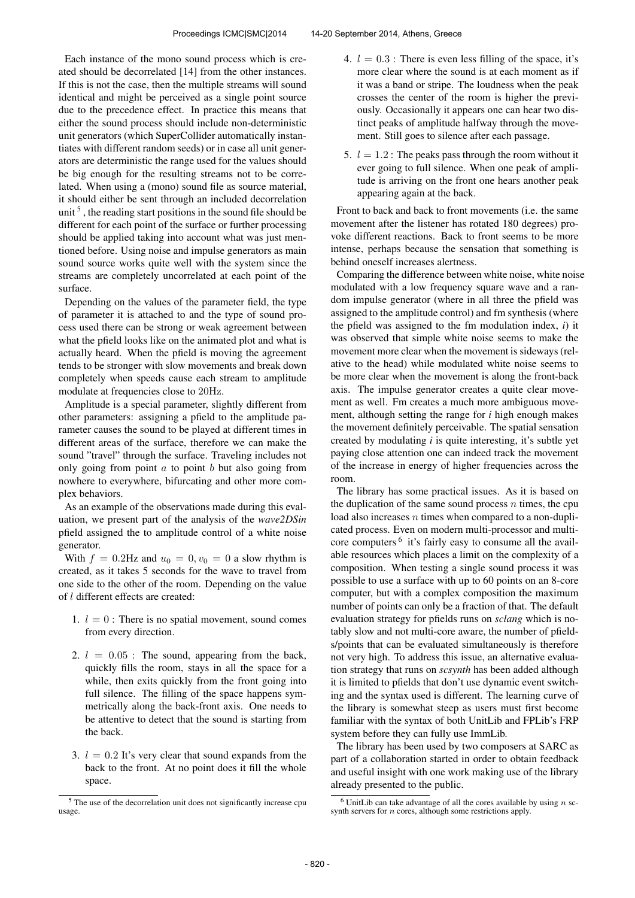Each instance of the mono sound process which is created should be decorrelated [14] from the other instances. If this is not the case, then the multiple streams will sound identical and might be perceived as a single point source due to the precedence effect. In practice this means that either the sound process should include non-deterministic unit generators (which SuperCollider automatically instantiates with different random seeds) or in case all unit generators are deterministic the range used for the values should be big enough for the resulting streams not to be correlated. When using a (mono) sound file as source material, it should either be sent through an included decorrelation unit [5], the reading start positions in the sound file should be different for each point of the surface or further processing should be applied taking into account what was just mentioned before. Using noise and impulse generators as main sound source works quite well with the system since the streams are completely uncorrelated at each point of the surface.

Depending on the values of the parameter field, the type of parameter it is attached to and the type of sound process used there can be strong or weak agreement between what the pfield looks like on the animated plot and what is actually heard. When the pfield is moving the agreement tends to be stronger with slow movements and break down completely when speeds cause each stream to amplitude modulate at frequencies close to 20Hz.

Amplitude is a special parameter, slightly different from other parameters: assigning a pfield to the amplitude parameter causes the sound to be played at different times in different areas of the surface, therefore we can make the sound "travel" through the surface. Traveling includes not only going from point $a$ to point $b$ but also going from nowhere to everywhere, bifurcating and other more complex behaviors.

As an example of the observations made during this evaluation, we present part of the analysis of the *wave2DSin* pfield assigned the to amplitude control of a white noise generator.

With $f = 0.2$Hz and $u_0 = 0, v_0 = 0$ a slow rhythm is created, as it takes 5 seconds for the wave to travel from one side to the other of the room. Depending on the value of $l$ different effects are created:

1. $l = 0$ : There is no spatial movement, sound comes from every direction.
2. $l = 0.05$ : The sound, appearing from the back, quickly fills the room, stays in all the space for a while, then exits quickly from the front going into full silence. The filling of the space happens symmetrically along the back-front axis. One needs to be attentive to detect that the sound is starting from the back.
3. $l = 0.2$ It's very clear that sound expands from the back to the front. At no point does it fill the whole space.
4. $l = 0.3$ : There is even less filling of the space, it's more clear where the sound is at each moment as if it was a band or stripe. The loudness when the peak crosses the center of the room is higher the previously. Occasionally it appears one can hear two distinct peaks of amplitude halfway through the movement. Still goes to silence after each passage.
5. $l = 1.2$ : The peaks pass through the room without it ever going to full silence. When one peak of amplitude is arriving on the front one hears another peak appearing again at the back.

Front to back and back to front movements (i.e. the same movement after the listener has rotated 180 degrees) provoke different reactions. Back to front seems to be more intense, perhaps because the sensation that something is behind oneself increases alertness.

Comparing the difference between white noise, white noise modulated with a low frequency square wave and a random impulse generator (where in all three the pfield was assigned to the amplitude control) and fm synthesis (where the pfield was assigned to the fm modulation index, $i$) it was observed that simple white noise seems to make the movement more clear when the movement is sideways (relative to the head) while modulated white noise seems to be more clear when the movement is along the front-back axis. The impulse generator creates a quite clear movement as well. Fm creates a much more ambiguous movement, although setting the range for $i$ high enough makes the movement definitely perceivable. The spatial sensation created by modulating $i$ is quite interesting, it's subtle yet paying close attention one can indeed track the movement of the increase in energy of higher frequencies across the room.

The library has some practical issues. As it is based on the duplication of the same sound process $n$ times, the cpu load also increases $n$ times when compared to a non-duplicated process. Even on modern multi-processor and multi-core computers [6] it's fairly easy to consume all the available resources which places a limit on the complexity of a composition. When testing a single sound process it was possible to use a surface with up to 60 points on an 8-core computer, but with a complex composition the maximum number of points can only be a fraction of that. The default evaluation strategy for pfields runs on *sclang* which is notably slow and not multi-core aware, the number of pfields/points that can be evaluated simultaneously is therefore not very high. To address this issue, an alternative evaluation strategy that runs on *scsynth* has been added although it is limited to pfields that don't use dynamic event switching and the syntax used is different. The learning curve of the library is somewhat steep as users must first become familiar with the syntax of both UnitLib and FPLib's FRP system before they can fully use ImmLib.

The library has been used by two composers at SARC as part of a collaboration started in order to obtain feedback and useful insight with one work making use of the library already presented to the public.

[5] The use of the decorrelation unit does not significantly increase cpu usage.

[6] UnitLib can take advantage of all the cores available by using $n$ scsynth servers for $n$ cores, although some restrictions apply.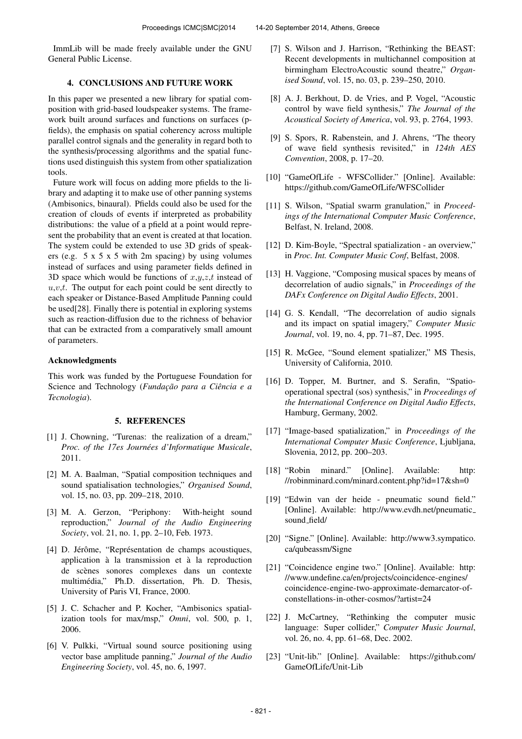ImmLib will be made freely available under the GNU General Public License.

## 4. CONCLUSIONS AND FUTURE WORK

In this paper we presented a new library for spatial composition with grid-based loudspeaker systems. The framework built around surfaces and functions on surfaces (pfields), the emphasis on spatial coherency across multiple parallel control signals and the generality in regard both to the synthesis/processing algorithms and the spatial functions used distinguish this system from other spatialization tools.

Future work will focus on adding more pfields to the library and adapting it to make use of other panning systems (Ambisonics, binaural). Pfields could also be used for the creation of clouds of events if interpreted as probability distributions: the value of a pfield at a point would represent the probability that an event is created at that location. The system could be extended to use 3D grids of speakers (e.g. 5 x 5 x 5 with 2m spacing) by using volumes instead of surfaces and using parameter fields defined in 3D space which would be functions of $x$,$y$,$z$,$t$ instead of $u$,$v$,$t$. The output for each point could be sent directly to each speaker or Distance-Based Amplitude Panning could be used[28]. Finally there is potential in exploring systems such as reaction-diffusion due to the richness of behavior that can be extracted from a comparatively small amount of parameters.

### Acknowledgments

This work was funded by the Portuguese Foundation for Science and Technology (*Fundação para a Ciência e a Tecnologia*).

## 5. REFERENCES

[1] J. Chowning, "Turenas: the realization of a dream," *Proc. of the 17es Journées d'Informatique Musicale*, 2011.

[2] M. A. Baalman, "Spatial composition techniques and sound spatialisation technologies," *Organised Sound*, vol. 15, no. 03, pp. 209–218, 2010.

[3] M. A. Gerzon, "Periphony: With-height sound reproduction," *Journal of the Audio Engineering Society*, vol. 21, no. 1, pp. 2–10, Feb. 1973.

[4] D. Jérôme, "Représentation de champs acoustiques, application à la transmission et à la reproduction de scènes sonores complexes dans un contexte multimédia," Ph.D. dissertation, Ph. D. Thesis, University of Paris VI, France, 2000.

[5] J. C. Schacher and P. Kocher, "Ambisonics spatialization tools for max/msp," *Omni*, vol. 500, p. 1, 2006.

[6] V. Pulkki, "Virtual sound source positioning using vector base amplitude panning," *Journal of the Audio Engineering Society*, vol. 45, no. 6, 1997.

[7] S. Wilson and J. Harrison, "Rethinking the BEAST: Recent developments in multichannel composition at birmingham ElectroAcoustic sound theatre," *Organised Sound*, vol. 15, no. 03, p. 239–250, 2010.

[8] A. J. Berkhout, D. de Vries, and P. Vogel, "Acoustic control by wave field synthesis," *The Journal of the Acoustical Society of America*, vol. 93, p. 2764, 1993.

[9] S. Spors, R. Rabenstein, and J. Ahrens, "The theory of wave field synthesis revisited," in *124th AES Convention*, 2008, p. 17–20.

[10] "GameOfLife - WFSCollider." [Online]. Available: https://github.com/GameOfLife/WFSCollider

[11] S. Wilson, "Spatial swarm granulation," in *Proceedings of the International Computer Music Conference*, Belfast, N. Ireland, 2008.

[12] D. Kim-Boyle, "Spectral spatialization - an overview," in *Proc. Int. Computer Music Conf*, Belfast, 2008.

[13] H. Vaggione, "Composing musical spaces by means of decorrelation of audio signals," in *Proceedings of the DAFx Conference on Digital Audio Effects*, 2001.

[14] G. S. Kendall, "The decorrelation of audio signals and its impact on spatial imagery," *Computer Music Journal*, vol. 19, no. 4, pp. 71–87, Dec. 1995.

[15] R. McGee, "Sound element spatializer," MS Thesis, University of California, 2010.

[16] D. Topper, M. Burtner, and S. Serafin, "Spatio-operational spectral (sos) synthesis," in *Proceedings of the International Conference on Digital Audio Effects*, Hamburg, Germany, 2002.

[17] "Image-based spatialization," in *Proceedings of the International Computer Music Conference*, Ljubljana, Slovenia, 2012, pp. 200–203.

[18] "Robin minard." [Online]. Available: http://robinminard.com/minard.content.php?id=17&sh=0

[19] "Edwin van der heide - pneumatic sound field." [Online]. Available: http://www.evdh.net/pneumatic_sound_field/

[20] "Signe." [Online]. Available: http://www3.sympatico.ca/qubeassm/Signe

[21] "Coincidence engine two." [Online]. Available: http://www.undefine.ca/en/projects/coincidence-engines/coincidence-engine-two-approximate-demarcator-of-constellations-in-other-cosmos/?artist=24

[22] J. McCartney, "Rethinking the computer music language: Super collider," *Computer Music Journal*, vol. 26, no. 4, pp. 61–68, Dec. 2002.

[23] "Unit-lib." [Online]. Available: https://github.com/GameOfLife/Unit-Lib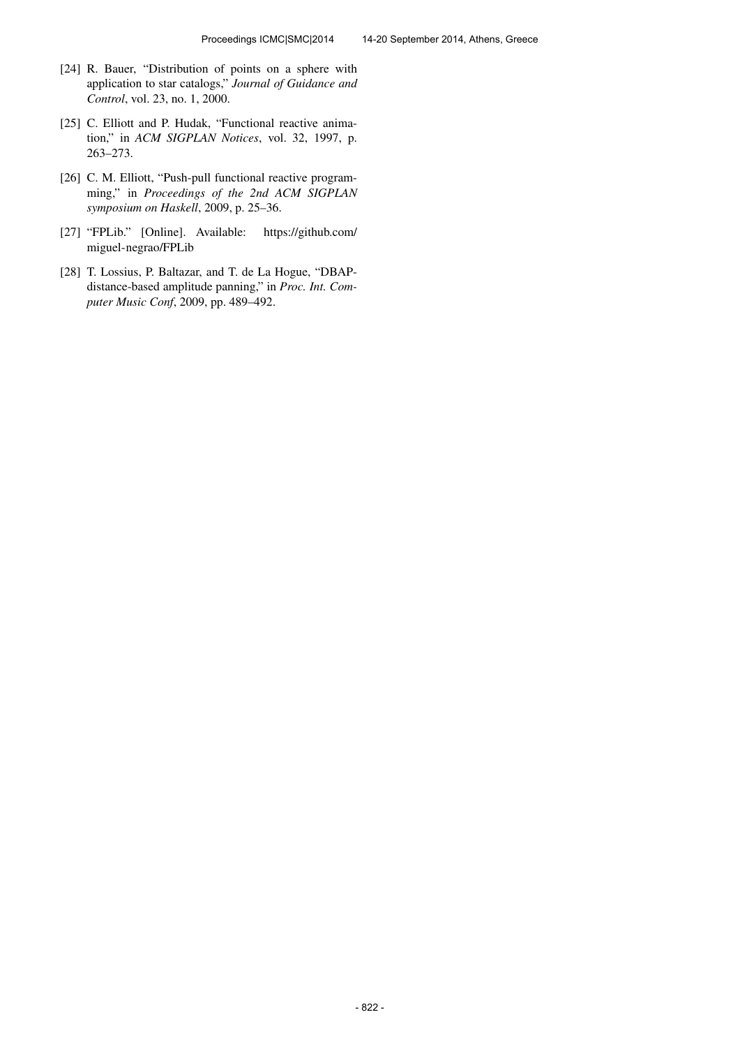[24] R. Bauer, "Distribution of points on a sphere with application to star catalogs," *Journal of Guidance and Control*, vol. 23, no. 1, 2000.

[25] C. Elliott and P. Hudak, "Functional reactive animation," in *ACM SIGPLAN Notices*, vol. 32, 1997, p. 263–273.

[26] C. M. Elliott, "Push-pull functional reactive programming," in *Proceedings of the 2nd ACM SIGPLAN symposium on Haskell*, 2009, p. 25–36.

[27] "FPLib." [Online]. Available: https://github.com/miguel-negrao/FPLib

[28] T. Lossius, P. Baltazar, and T. de La Hogue, "DBAP-distance-based amplitude panning," in *Proc. Int. Computer Music Conf*, 2009, pp. 489–492.